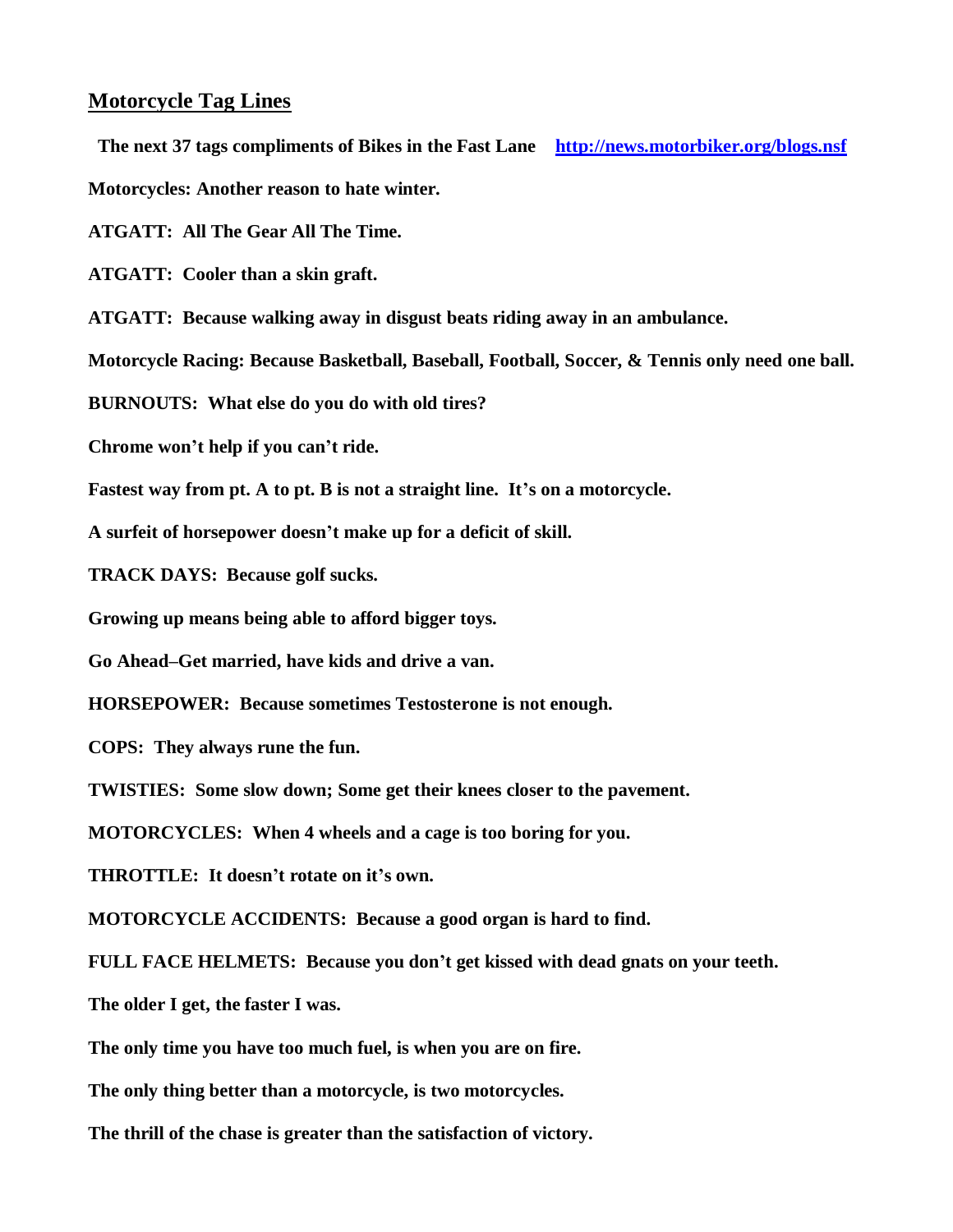## Motorcycle Tag Lines

**The next 37 tags compliments of Bikes in the Fast Lane [http://news.motorbiker.org/blogs.nsf](http://news.motorbiker.org/blogs.nsf)**

**Motorcycles: Another reason to hate winter.**

**ATGATT: All The Gear All The Time.**

**ATGATT: Cooler than a skin graft.**

**ATGATT: Because walking away in disgust beats riding away in an ambulance.**

**Motorcycle Racing: Because Basketball, Baseball, Football, Soccer, & Tennis only need one ball.**

**BURNOUTS: What else do you do with old tires?**

**Chrome won't help if you can't ride.**

**Fastest way from pt. A to pt. B is not a straight line. It's on a motorcycle.**

**A surfeit of horsepower doesn't make up for a deficit of skill.**

**TRACK DAYS: Because golf sucks.**

**Growing up means being able to afford bigger toys.**

**Go Ahead–Get married, have kids and drive a van.**

**HORSEPOWER: Because sometimes Testosterone is not enough.**

**COPS: They always rune the fun.**

**TWISTIES: Some slow down; Some get their knees closer to the pavement.**

**MOTORCYCLES: When 4 wheels and a cage is too boring for you.**

**THROTTLE: It doesn't rotate on it's own.**

**MOTORCYCLE ACCIDENTS: Because a good organ is hard to find.**

**FULL FACE HELMETS: Because you don't get kissed with dead gnats on your teeth.**

**The older I get, the faster I was.**

**The only time you have too much fuel, is when you are on fire.**

**The only thing better than a motorcycle, is two motorcycles.**

**The thrill of the chase is greater than the satisfaction of victory.**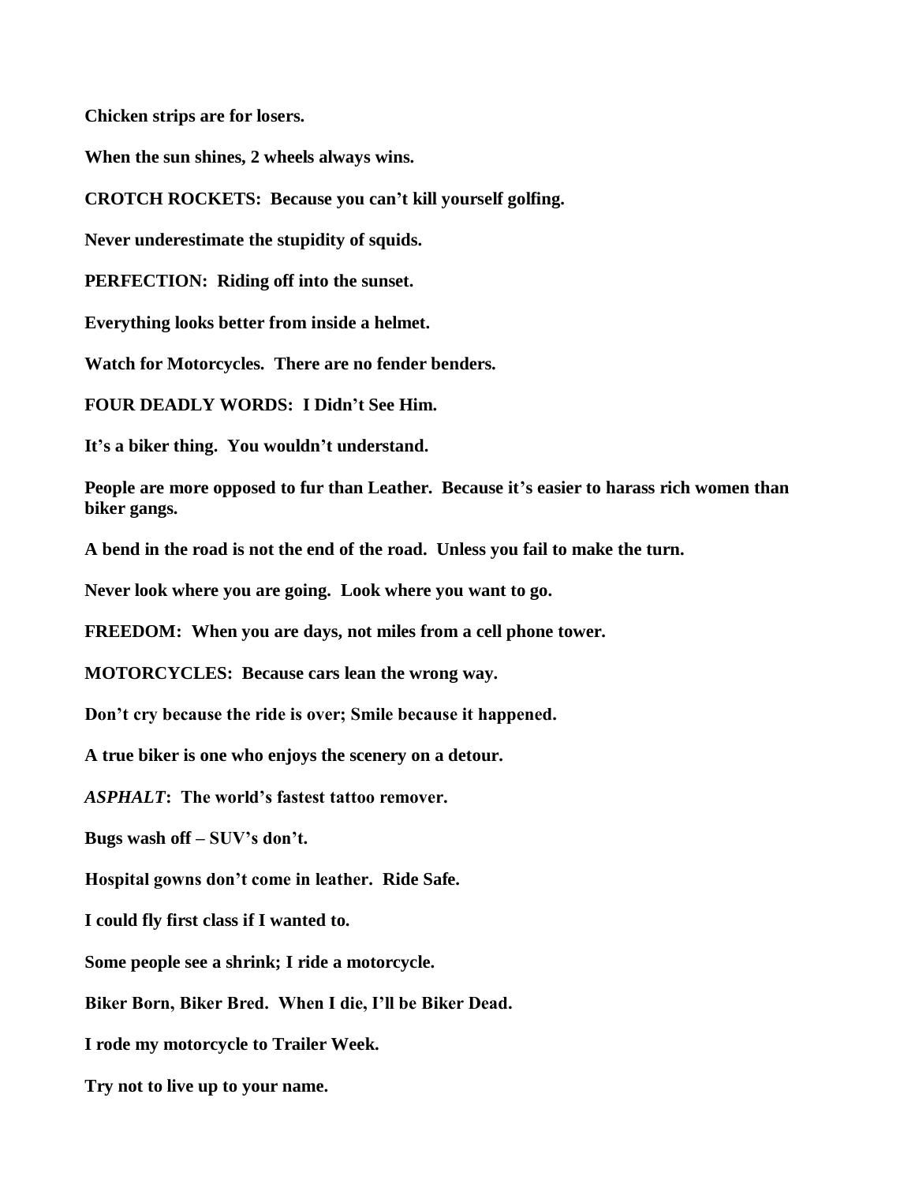**Chicken strips are for losers.**

**When the sun shines, 2 wheels always wins.**

**CROTCH ROCKETS: Because you can't kill yourself golfing.**

**Never underestimate the stupidity of squids.**

**PERFECTION: Riding off into the sunset.**

**Everything looks better from inside a helmet.**

**Watch for Motorcycles. There are no fender benders.**

**FOUR DEADLY WORDS: I Didn't See Him.**

**It's a biker thing. You wouldn't understand.**

**People are more opposed to fur than Leather. Because it's easier to harass rich women than biker gangs.**

**A bend in the road is not the end of the road. Unless you fail to make the turn.**

**Never look where you are going. Look where you want to go.**

**FREEDOM: When you are days, not miles from a cell phone tower.**

**MOTORCYCLES: Because cars lean the wrong way.**

**Don't cry because the ride is over; Smile because it happened.**

**A true biker is one who enjoys the scenery on a detour.**

***ASPHALT*: The world's fastest tattoo remover.**

**Bugs wash off – SUV's don't.**

**Hospital gowns don't come in leather. Ride Safe.**

**I could fly first class if I wanted to.**

**Some people see a shrink; I ride a motorcycle.**

**Biker Born, Biker Bred. When I die, I'll be Biker Dead.**

**I rode my motorcycle to Trailer Week.**

**Try not to live up to your name.**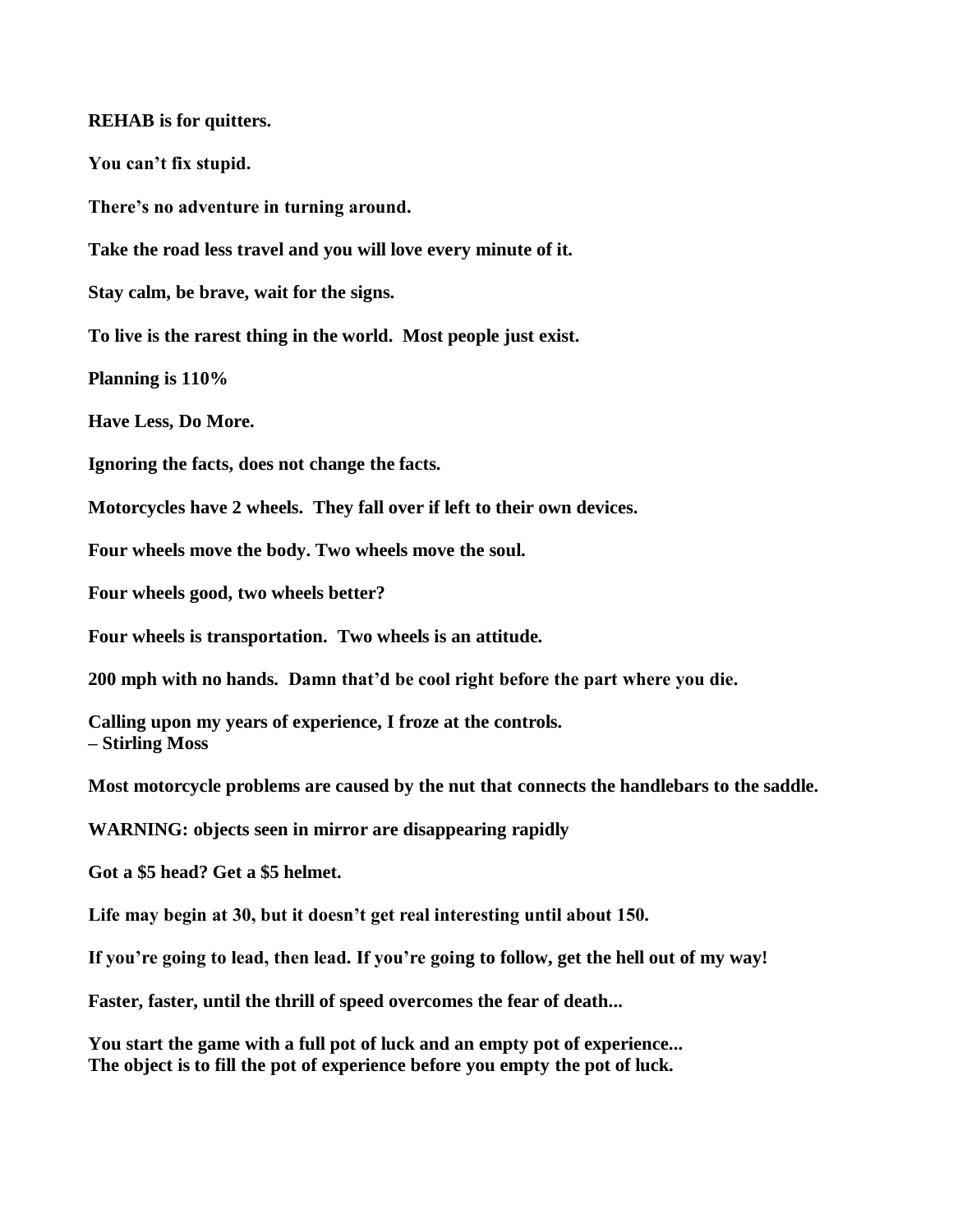**REHAB is for quitters.**

**You can't fix stupid.**

**There's no adventure in turning around.**

**Take the road less travel and you will love every minute of it.**

**Stay calm, be brave, wait for the signs.**

**To live is the rarest thing in the world. Most people just exist.**

**Planning is 110%**

**Have Less, Do More.**

**Ignoring the facts, does not change the facts.**

**Motorcycles have 2 wheels. They fall over if left to their own devices.**

**Four wheels move the body. Two wheels move the soul.**

**Four wheels good, two wheels better?**

**Four wheels is transportation. Two wheels is an attitude.**

**200 mph with no hands. Damn that'd be cool right before the part where you die.**

**Calling upon my years of experience, I froze at the controls.**
**– Stirling Moss**

**Most motorcycle problems are caused by the nut that connects the handlebars to the saddle.**

**WARNING: objects seen in mirror are disappearing rapidly**

**Got a $5 head? Get a $5 helmet.**

**Life may begin at 30, but it doesn't get real interesting until about 150.**

**If you're going to lead, then lead. If you're going to follow, get the hell out of my way!**

**Faster, faster, until the thrill of speed overcomes the fear of death...**

**You start the game with a full pot of luck and an empty pot of experience...**
**The object is to fill the pot of experience before you empty the pot of luck.**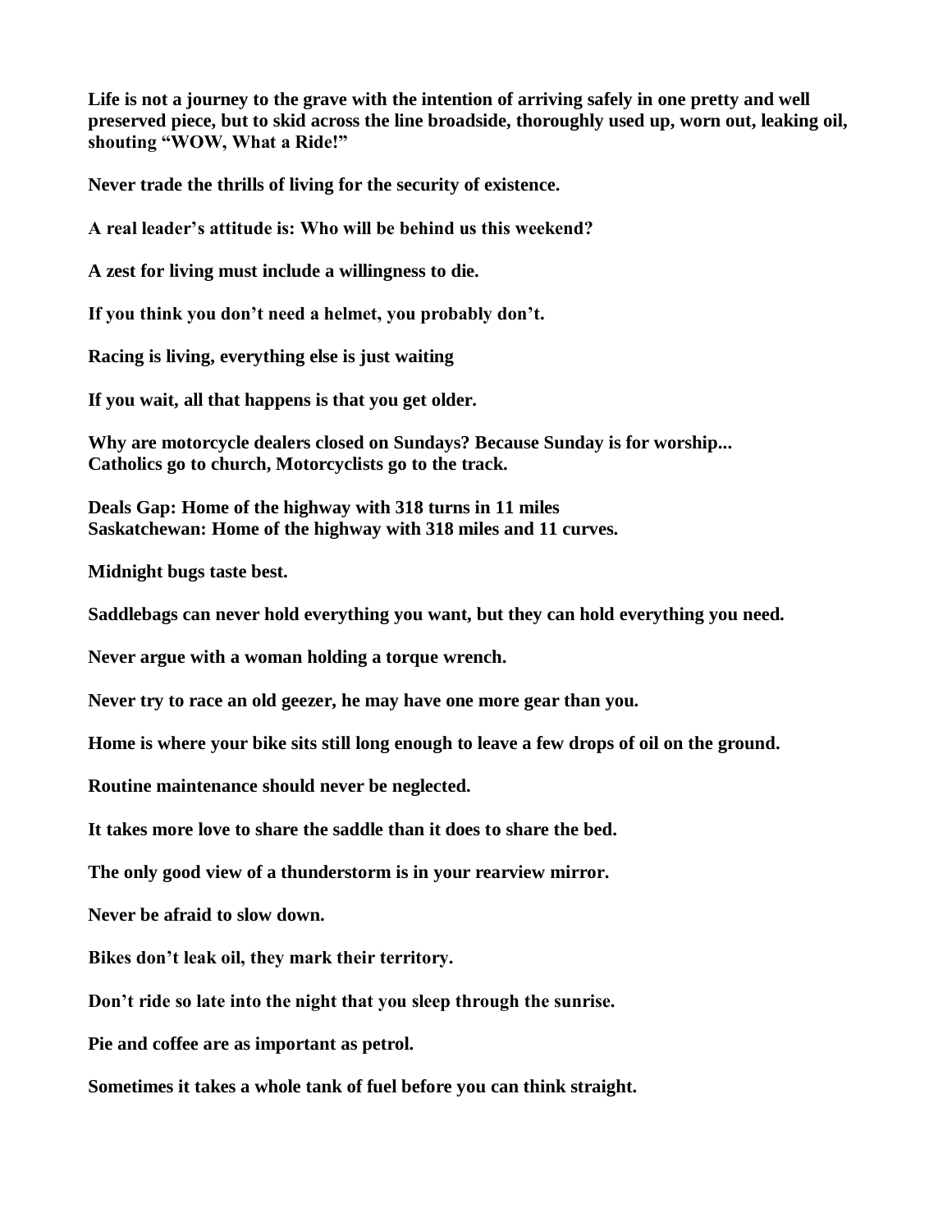**Life is not a journey to the grave with the intention of arriving safely in one pretty and well preserved piece, but to skid across the line broadside, thoroughly used up, worn out, leaking oil, shouting "WOW, What a Ride!"**

**Never trade the thrills of living for the security of existence.**

**A real leader's attitude is: Who will be behind us this weekend?**

**A zest for living must include a willingness to die.**

**If you think you don't need a helmet, you probably don't.**

**Racing is living, everything else is just waiting**

**If you wait, all that happens is that you get older.**

**Why are motorcycle dealers closed on Sundays? Because Sunday is for worship...**
**Catholics go to church, Motorcyclists go to the track.**

**Deals Gap: Home of the highway with 318 turns in 11 miles**
**Saskatchewan: Home of the highway with 318 miles and 11 curves.**

**Midnight bugs taste best.**

**Saddlebags can never hold everything you want, but they can hold everything you need.**

**Never argue with a woman holding a torque wrench.**

**Never try to race an old geezer, he may have one more gear than you.**

**Home is where your bike sits still long enough to leave a few drops of oil on the ground.**

**Routine maintenance should never be neglected.**

**It takes more love to share the saddle than it does to share the bed.**

**The only good view of a thunderstorm is in your rearview mirror.**

**Never be afraid to slow down.**

**Bikes don't leak oil, they mark their territory.**

**Don't ride so late into the night that you sleep through the sunrise.**

**Pie and coffee are as important as petrol.**

**Sometimes it takes a whole tank of fuel before you can think straight.**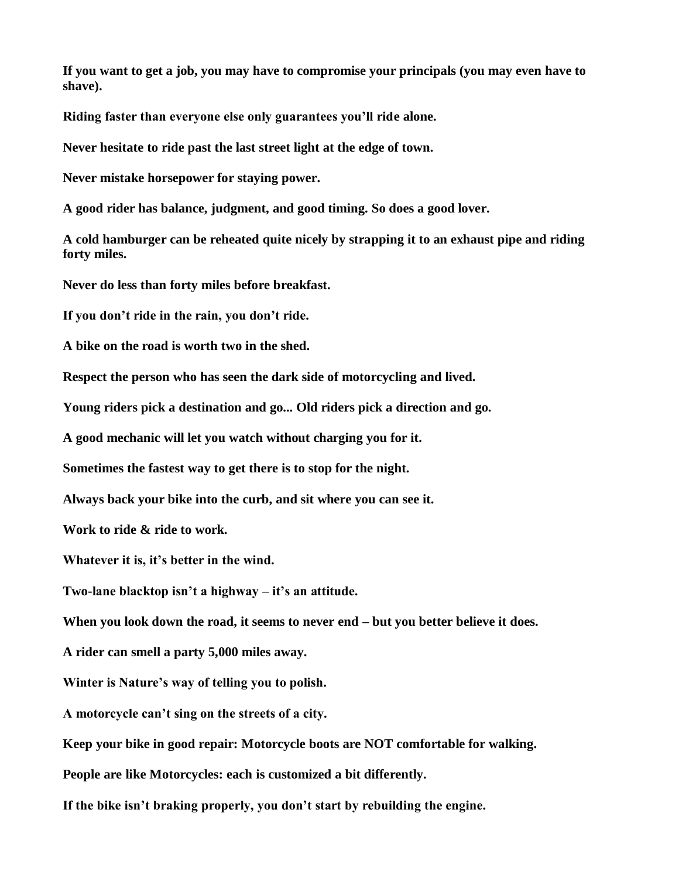**If you want to get a job, you may have to compromise your principals (you may even have to shave).**

**Riding faster than everyone else only guarantees you'll ride alone.**

**Never hesitate to ride past the last street light at the edge of town.**

**Never mistake horsepower for staying power.**

**A good rider has balance, judgment, and good timing. So does a good lover.**

**A cold hamburger can be reheated quite nicely by strapping it to an exhaust pipe and riding forty miles.**

**Never do less than forty miles before breakfast.**

**If you don't ride in the rain, you don't ride.**

**A bike on the road is worth two in the shed.**

**Respect the person who has seen the dark side of motorcycling and lived.**

**Young riders pick a destination and go... Old riders pick a direction and go.**

**A good mechanic will let you watch without charging you for it.**

**Sometimes the fastest way to get there is to stop for the night.**

**Always back your bike into the curb, and sit where you can see it.**

**Work to ride & ride to work.**

**Whatever it is, it's better in the wind.**

**Two-lane blacktop isn't a highway – it's an attitude.**

**When you look down the road, it seems to never end – but you better believe it does.**

**A rider can smell a party 5,000 miles away.**

**Winter is Nature's way of telling you to polish.**

**A motorcycle can't sing on the streets of a city.**

**Keep your bike in good repair: Motorcycle boots are NOT comfortable for walking.**

**People are like Motorcycles: each is customized a bit differently.**

**If the bike isn't braking properly, you don't start by rebuilding the engine.**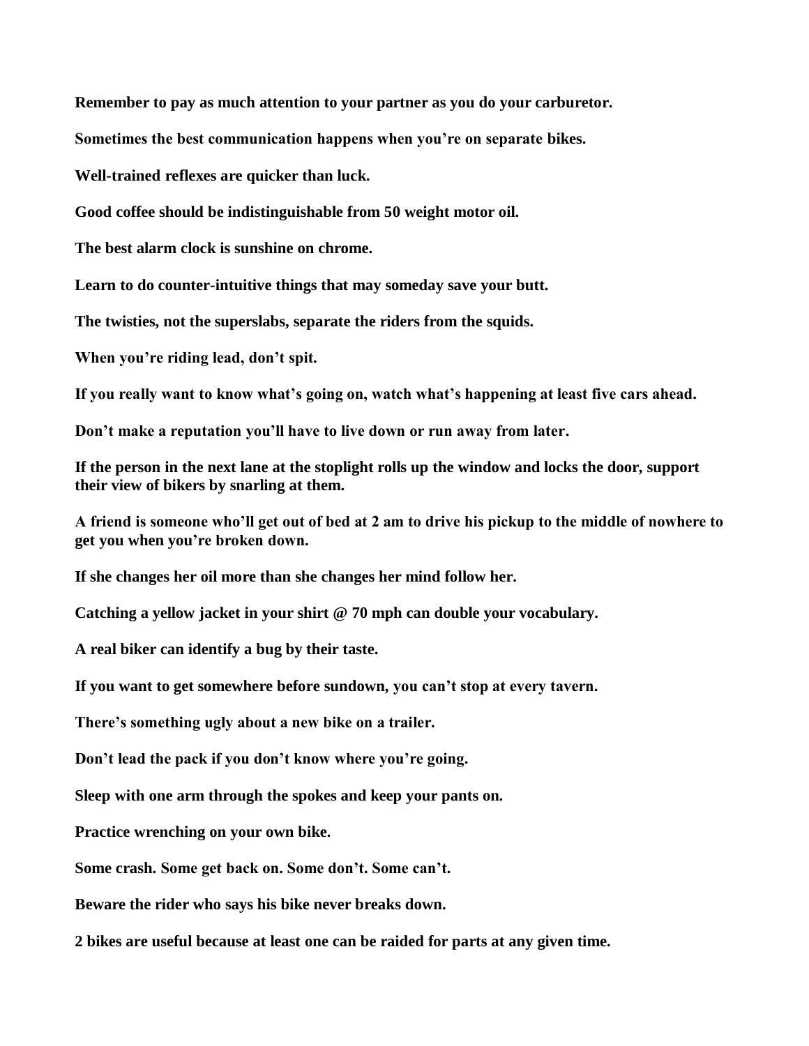**Remember to pay as much attention to your partner as you do your carburetor.**

**Sometimes the best communication happens when you're on separate bikes.**

**Well-trained reflexes are quicker than luck.**

**Good coffee should be indistinguishable from 50 weight motor oil.**

**The best alarm clock is sunshine on chrome.**

**Learn to do counter-intuitive things that may someday save your butt.**

**The twisties, not the superslabs, separate the riders from the squids.**

**When you're riding lead, don't spit.**

**If you really want to know what's going on, watch what's happening at least five cars ahead.**

**Don't make a reputation you'll have to live down or run away from later.**

**If the person in the next lane at the stoplight rolls up the window and locks the door, support their view of bikers by snarling at them.**

**A friend is someone who'll get out of bed at 2 am to drive his pickup to the middle of nowhere to get you when you're broken down.**

**If she changes her oil more than she changes her mind follow her.**

**Catching a yellow jacket in your shirt @ 70 mph can double your vocabulary.**

**A real biker can identify a bug by their taste.**

**If you want to get somewhere before sundown, you can't stop at every tavern.**

**There's something ugly about a new bike on a trailer.**

**Don't lead the pack if you don't know where you're going.**

**Sleep with one arm through the spokes and keep your pants on.**

**Practice wrenching on your own bike.**

**Some crash. Some get back on. Some don't. Some can't.**

**Beware the rider who says his bike never breaks down.**

**2 bikes are useful because at least one can be raided for parts at any given time.**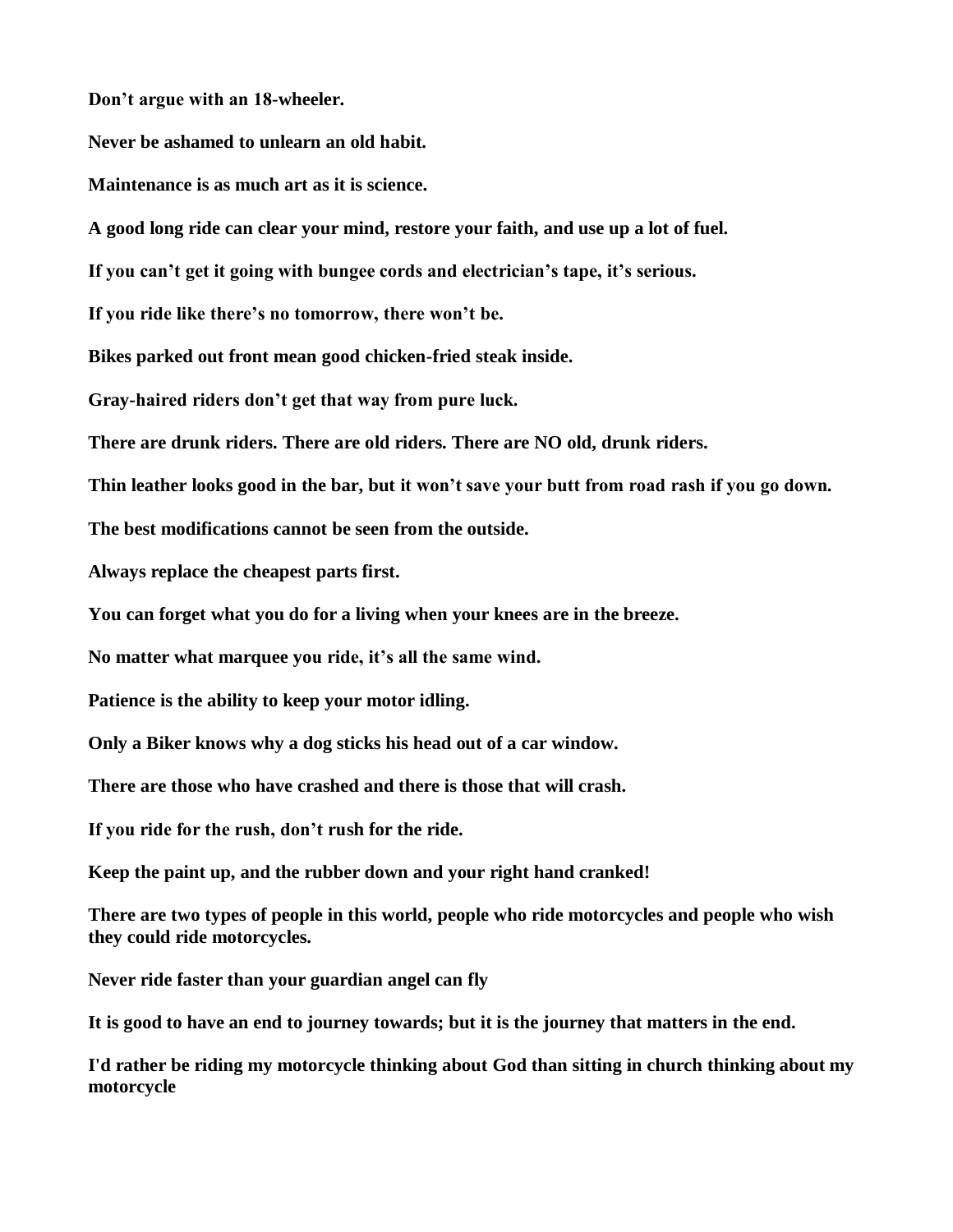**Don’t argue with an 18-wheeler.**

**Never be ashamed to unlearn an old habit.**

**Maintenance is as much art as it is science.**

**A good long ride can clear your mind, restore your faith, and use up a lot of fuel.**

**If you can’t get it going with bungee cords and electrician’s tape, it’s serious.**

**If you ride like there’s no tomorrow, there won’t be.**

**Bikes parked out front mean good chicken-fried steak inside.**

**Gray-haired riders don’t get that way from pure luck.**

**There are drunk riders. There are old riders. There are NO old, drunk riders.**

**Thin leather looks good in the bar, but it won’t save your butt from road rash if you go down.**

**The best modifications cannot be seen from the outside.**

**Always replace the cheapest parts first.**

**You can forget what you do for a living when your knees are in the breeze.**

**No matter what marquee you ride, it’s all the same wind.**

**Patience is the ability to keep your motor idling.**

**Only a Biker knows why a dog sticks his head out of a car window.**

**There are those who have crashed and there is those that will crash.**

**If you ride for the rush, don’t rush for the ride.**

**Keep the paint up, and the rubber down and your right hand cranked!**

**There are two types of people in this world, people who ride motorcycles and people who wish they could ride motorcycles.**

**Never ride faster than your guardian angel can fly**

**It is good to have an end to journey towards; but it is the journey that matters in the end.**

**I'd rather be riding my motorcycle thinking about God than sitting in church thinking about my motorcycle**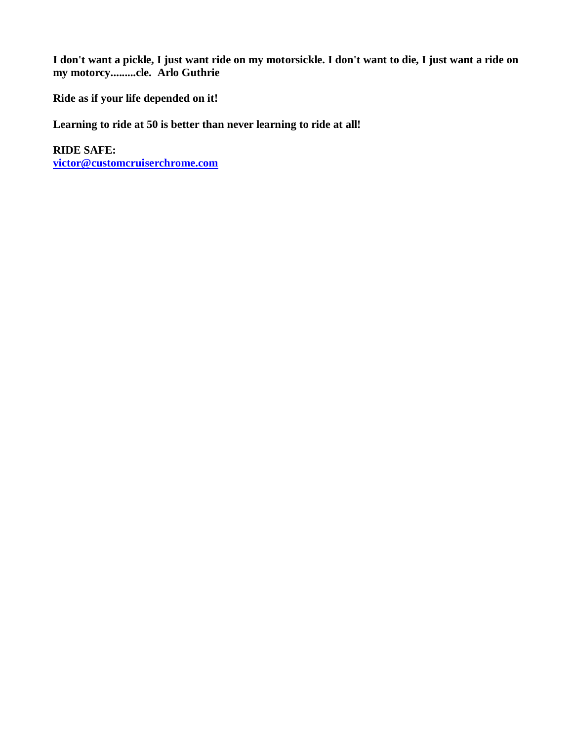**I don't want a pickle, I just want ride on my motorsickle. I don't want to die, I just want a ride on my motorcy.........cle. Arlo Guthrie**

**Ride as if your life depended on it!**

**Learning to ride at 50 is better than never learning to ride at all!**

**RIDE SAFE:**
**victor@customcruiserchrome.com**